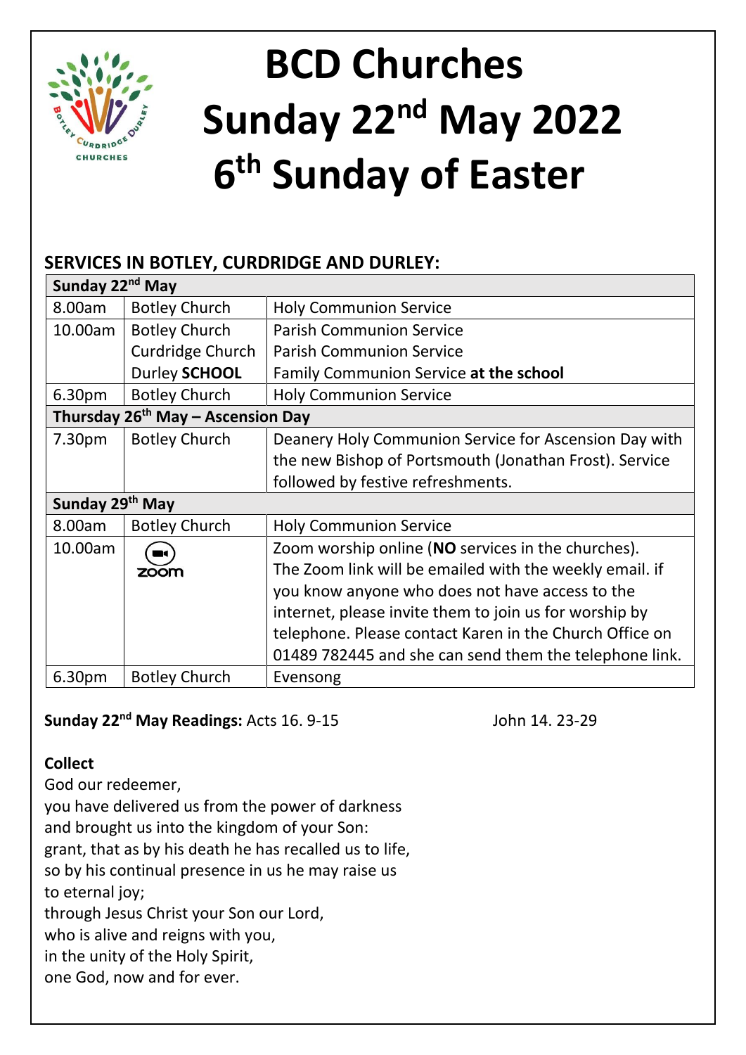# BCD Churches
# Sunday 22nd May 2022
# 6th Sunday of Easter

## SERVICES IN BOTLEY, CURDRIDGE AND DURLEY:

| Sunday 22nd May | | |
|---|---|---|
| 8.00am | Botley Church | Holy Communion Service |
| 10.00am | Botley Church | Parish Communion Service |
| | Curdridge Church | Parish Communion Service |
| | Durley **SCHOOL** | Family Communion Service **at the school** |
| 6.30pm | Botley Church | Holy Communion Service |
| **Thursday 26th May – Ascension Day** | | |
| 7.30pm | Botley Church | Deanery Holy Communion Service for Ascension Day with the new Bishop of Portsmouth (Jonathan Frost). Service followed by festive refreshments. |
| **Sunday 29th May** | | |
| 8.00am | Botley Church | Holy Communion Service |
| 10.00am | zoom | Zoom worship online (**NO** services in the churches). The Zoom link will be emailed with the weekly email. if you know anyone who does not have access to the internet, please invite them to join us for worship by telephone. Please contact Karen in the Church Office on 01489 782445 and she can send them the telephone link. |
| 6.30pm | Botley Church | Evensong |

**Sunday 22nd May Readings:** Acts 16. 9-15 John 14. 23-29

**Collect**

God our redeemer,
you have delivered us from the power of darkness
and brought us into the kingdom of your Son:
grant, that as by his death he has recalled us to life,
so by his continual presence in us he may raise us
to eternal joy;
through Jesus Christ your Son our Lord,
who is alive and reigns with you,
in the unity of the Holy Spirit,
one God, now and for ever.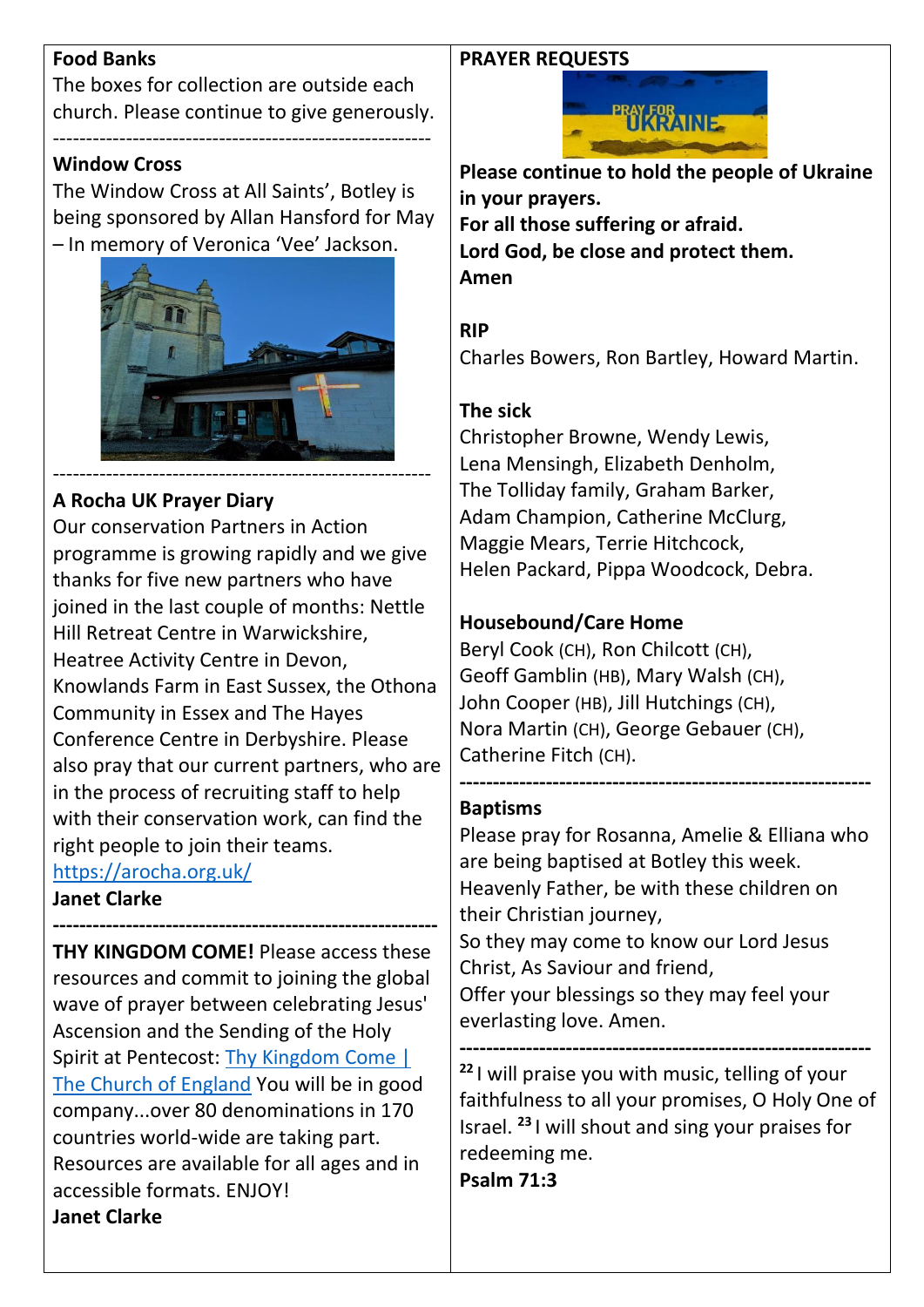**Food Banks**
The boxes for collection are outside each church. Please continue to give generously.

---

**Window Cross**
The Window Cross at All Saints', Botley is being sponsored by Allan Hansford for May – In memory of Veronica 'Vee' Jackson.

---

**A Rocha UK Prayer Diary**
Our conservation Partners in Action programme is growing rapidly and we give thanks for five new partners who have joined in the last couple of months: Nettle Hill Retreat Centre in Warwickshire, Heatree Activity Centre in Devon, Knowlands Farm in East Sussex, the Othona Community in Essex and The Hayes Conference Centre in Derbyshire. Please also pray that our current partners, who are in the process of recruiting staff to help with their conservation work, can find the right people to join their teams.
https://arocha.org.uk/
**Janet Clarke**

---

**THY KINGDOM COME!** Please access these resources and commit to joining the global wave of prayer between celebrating Jesus' Ascension and the Sending of the Holy Spirit at Pentecost: Thy Kingdom Come | The Church of England You will be in good company...over 80 denominations in 170 countries world-wide are taking part. Resources are available for all ages and in accessible formats. ENJOY!
**Janet Clarke**

**PRAYER REQUESTS**

**Please continue to hold the people of Ukraine in your prayers.**
**For all those suffering or afraid.**
**Lord God, be close and protect them.**
**Amen**

**RIP**
Charles Bowers, Ron Bartley, Howard Martin.

**The sick**
Christopher Browne, Wendy Lewis, Lena Mensingh, Elizabeth Denholm, The Tolliday family, Graham Barker, Adam Champion, Catherine McClurg, Maggie Mears, Terrie Hitchcock, Helen Packard, Pippa Woodcock, Debra.

**Housebound/Care Home**
Beryl Cook (CH), Ron Chilcott (CH), Geoff Gamblin (HB), Mary Walsh (CH), John Cooper (HB), Jill Hutchings (CH), Nora Martin (CH), George Gebauer (CH), Catherine Fitch (CH).

---

**Baptisms**
Please pray for Rosanna, Amelie & Elliana who are being baptised at Botley this week.
Heavenly Father, be with these children on their Christian journey,
So they may come to know our Lord Jesus Christ, As Saviour and friend,
Offer your blessings so they may feel your everlasting love. Amen.

---

[22] I will praise you with music, telling of your faithfulness to all your promises, O Holy One of Israel. [23] I will shout and sing your praises for redeeming me.
**Psalm 71:3**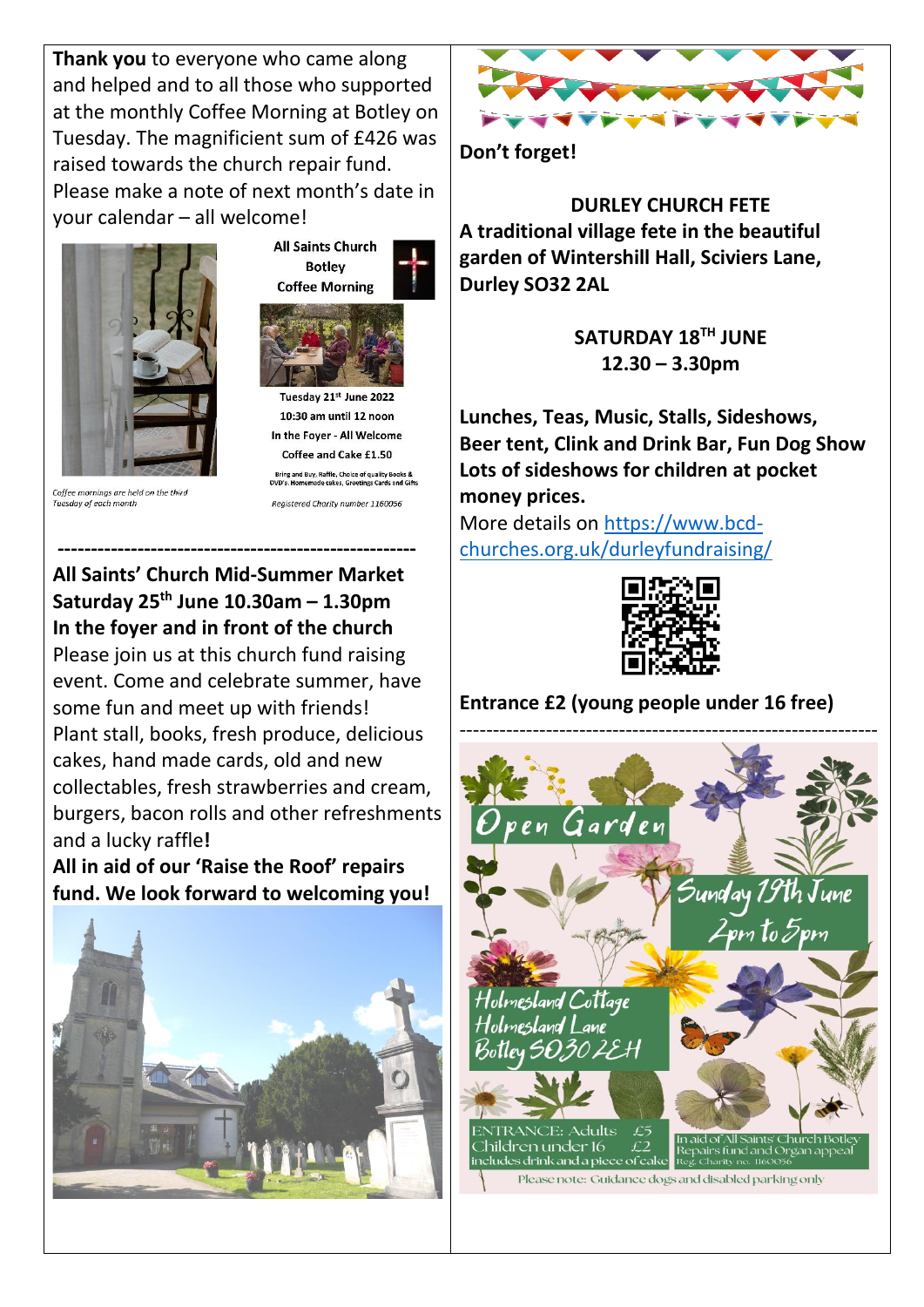**Thank you** to everyone who came along and helped and to all those who supported at the monthly Coffee Morning at Botley on Tuesday. The magnificient sum of £426 was raised towards the church repair fund. Please make a note of next month's date in your calendar – all welcome!

*Coffee mornings are held on the third Tuesday of each month*

**All Saints Church Botley Coffee Morning**

Tuesday 21st June 2022
10:30 am until 12 noon
In the Foyer - All Welcome
Coffee and Cake £1.50

Bring and Buy, Raffle, Choice of quality Books & DVD's, Homemade cakes, Greetings Cards and Gifts

*Registered Charity number 1160056*

-----------------------------------------------------

**All Saints' Church Mid-Summer Market**
**Saturday 25th June 10.30am – 1.30pm**
**In the foyer and in front of the church**

Please join us at this church fund raising event. Come and celebrate summer, have some fun and meet up with friends! Plant stall, books, fresh produce, delicious cakes, hand made cards, old and new collectables, fresh strawberries and cream, burgers, bacon rolls and other refreshments and a lucky raffle**!**

**All in aid of our 'Raise the Roof' repairs fund. We look forward to welcoming you!**

**Don't forget!**

**DURLEY CHURCH FETE**
**A traditional village fete in the beautiful garden of Wintershill Hall, Sciviers Lane, Durley SO32 2AL**

**SATURDAY 18TH JUNE**
**12.30 – 3.30pm**

**Lunches, Teas, Music, Stalls, Sideshows, Beer tent, Clink and Drink Bar, Fun Dog Show Lots of sideshows for children at pocket money prices.**

More details on https://www.bcd-churches.org.uk/durleyfundraising/

**Entrance £2 (young people under 16 free)**

-----------------------------------------------------

**Open Garden**

Sunday 19th June
2pm to 5pm

Holmesland Cottage
Holmesland Lane
Botley SO30 2EH

ENTRANCE: Adults £5
Children under 16 £2
includes drink and a piece of cake

In aid of All Saints' Church Botley Repairs fund and Organ appeal
Reg. Charity no. 1160056

Please note: Guidance dogs and disabled parking only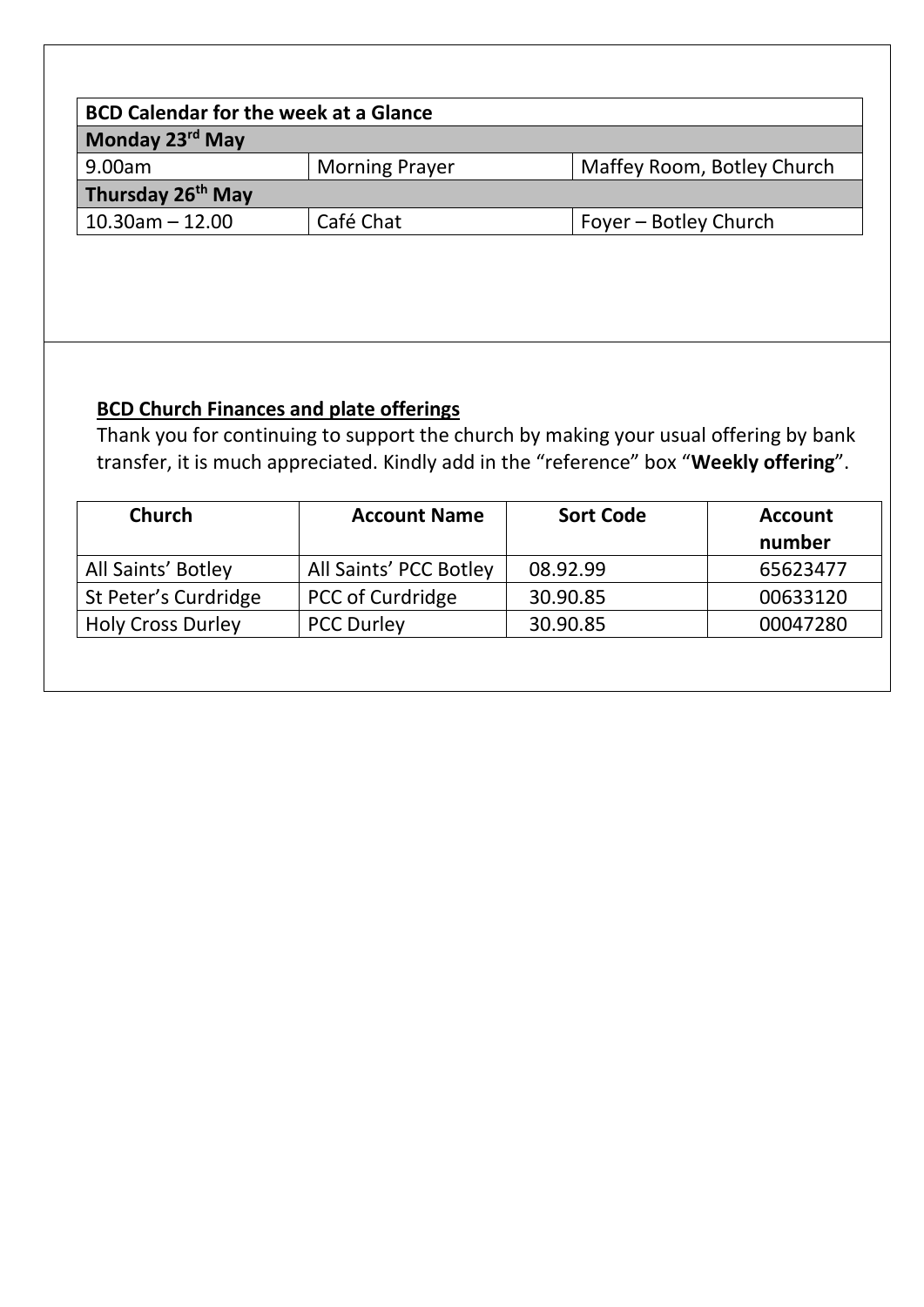| BCD Calendar for the week at a Glance | | |
| --- | --- | --- |
| **Monday 23rd May** | | |
| 9.00am | Morning Prayer | Maffey Room, Botley Church |
| **Thursday 26th May** | | |
| 10.30am – 12.00 | Café Chat | Foyer – Botley Church |

**BCD Church Finances and plate offerings**

Thank you for continuing to support the church by making your usual offering by bank transfer, it is much appreciated. Kindly add in the "reference" box "**Weekly offering**".

| Church | Account Name | Sort Code | Account number |
| --- | --- | --- | --- |
| All Saints' Botley | All Saints' PCC Botley | 08.92.99 | 65623477 |
| St Peter's Curdridge | PCC of Curdridge | 30.90.85 | 00633120 |
| Holy Cross Durley | PCC Durley | 30.90.85 | 00047280 |